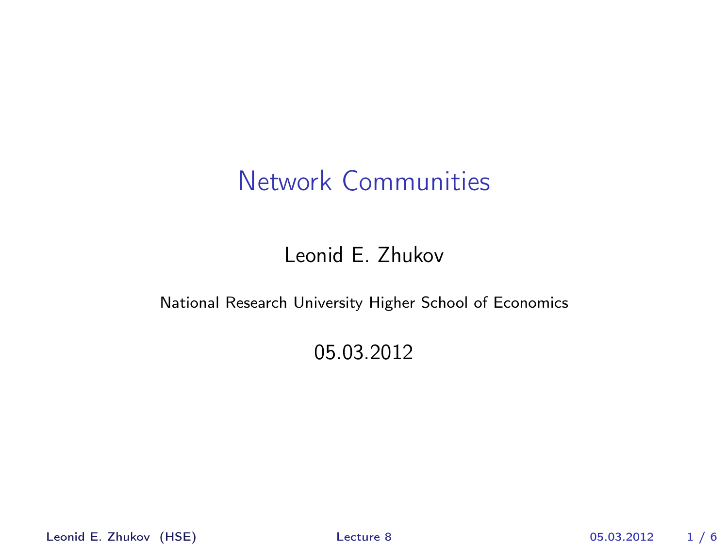# Network Communities

Leonid E. Zhukov

National Research University Higher School of Economics

05.03.2012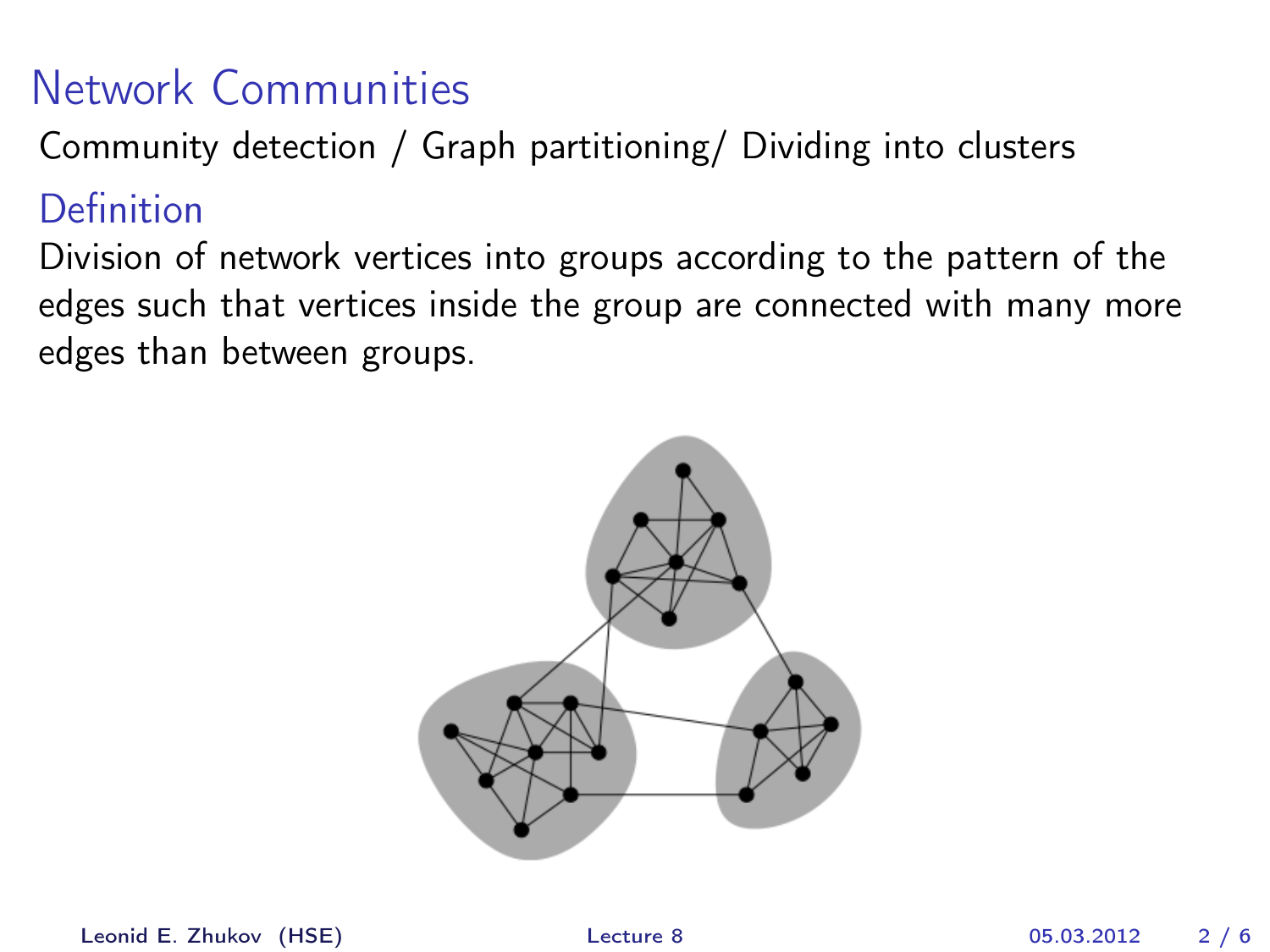# Network Communities

Community detection / Graph partitioning/ Dividing into clusters

## Definition

Division of network vertices into groups according to the pattern of the edges such that vertices inside the group are connected with many more edges than between groups.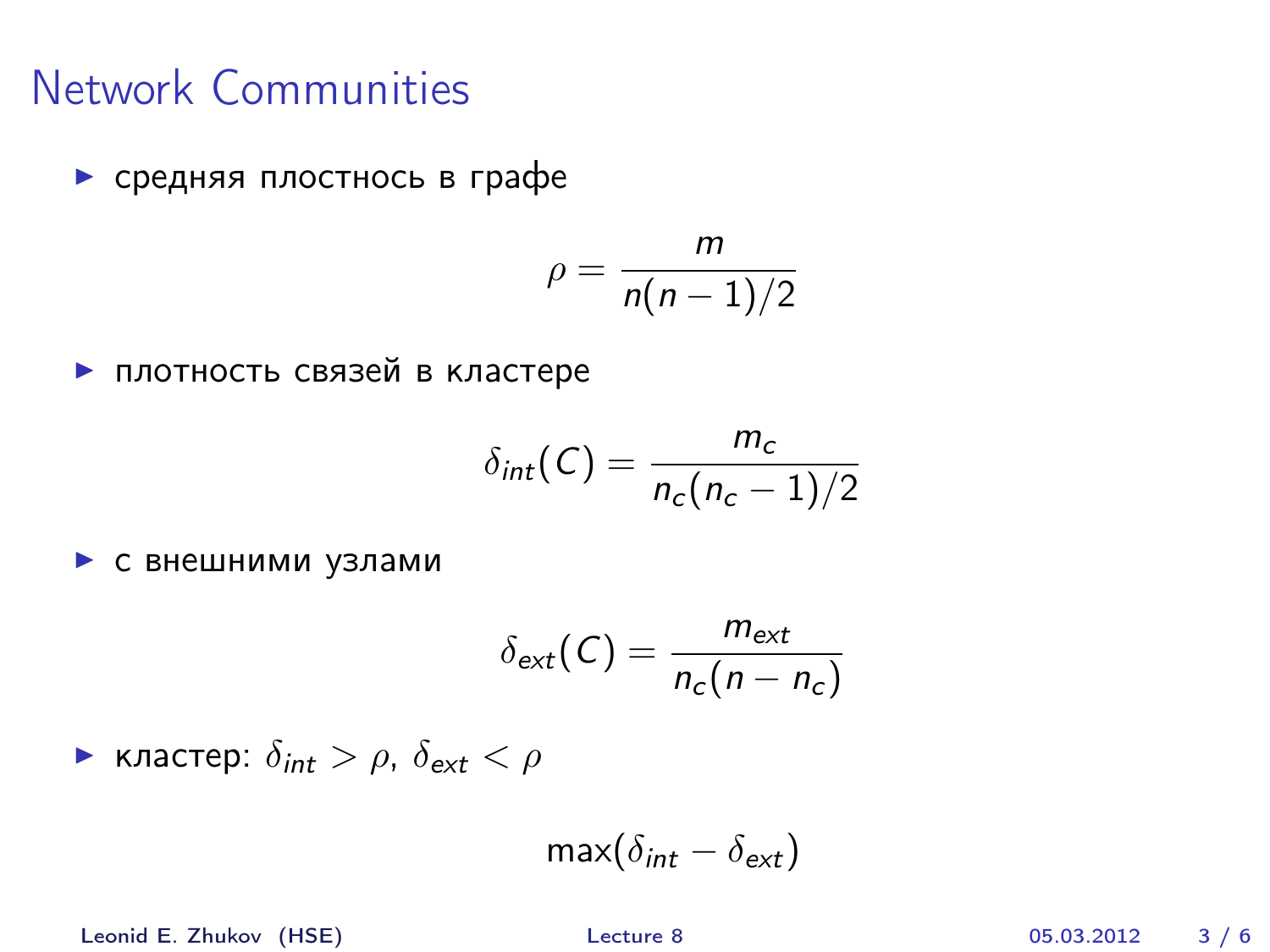# Network Communities

- средняя плостнось в графе

$$\rho = \frac{m}{n(n-1)/2}$$

- плотность связей в кластере

$$\delta_{int}(C) = \frac{m_c}{n_c(n_c-1)/2}$$

- с внешними узлами

$$\delta_{ext}(C) = \frac{m_{ext}}{n_c(n-n_c)}$$

- кластер: $\delta_{int} > \rho$, $\delta_{ext} < \rho$

$$\max(\delta_{int} - \delta_{ext})$$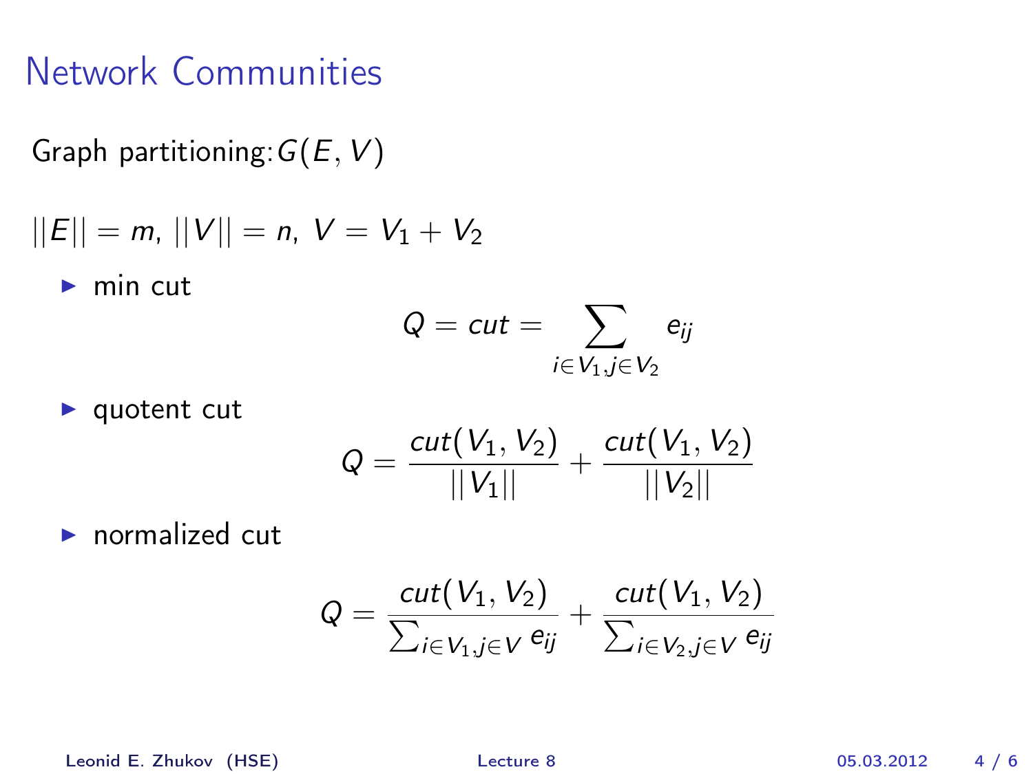# Network Communities

Graph partitioning: $G(E, V)$

$||E|| = m$, $||V|| = n$, $V = V_1 + V_2$

- min cut

$$Q = cut = \sum_{i \in V_1, j \in V_2} e_{ij}$$

- quotent cut

$$Q = \frac{cut(V_1, V_2)}{||V_1||} + \frac{cut(V_1, V_2)}{||V_2||}$$

- normalized cut

$$Q = \frac{cut(V_1, V_2)}{\sum_{i \in V_1, j \in V} e_{ij}} + \frac{cut(V_1, V_2)}{\sum_{i \in V_2, j \in V} e_{ij}}$$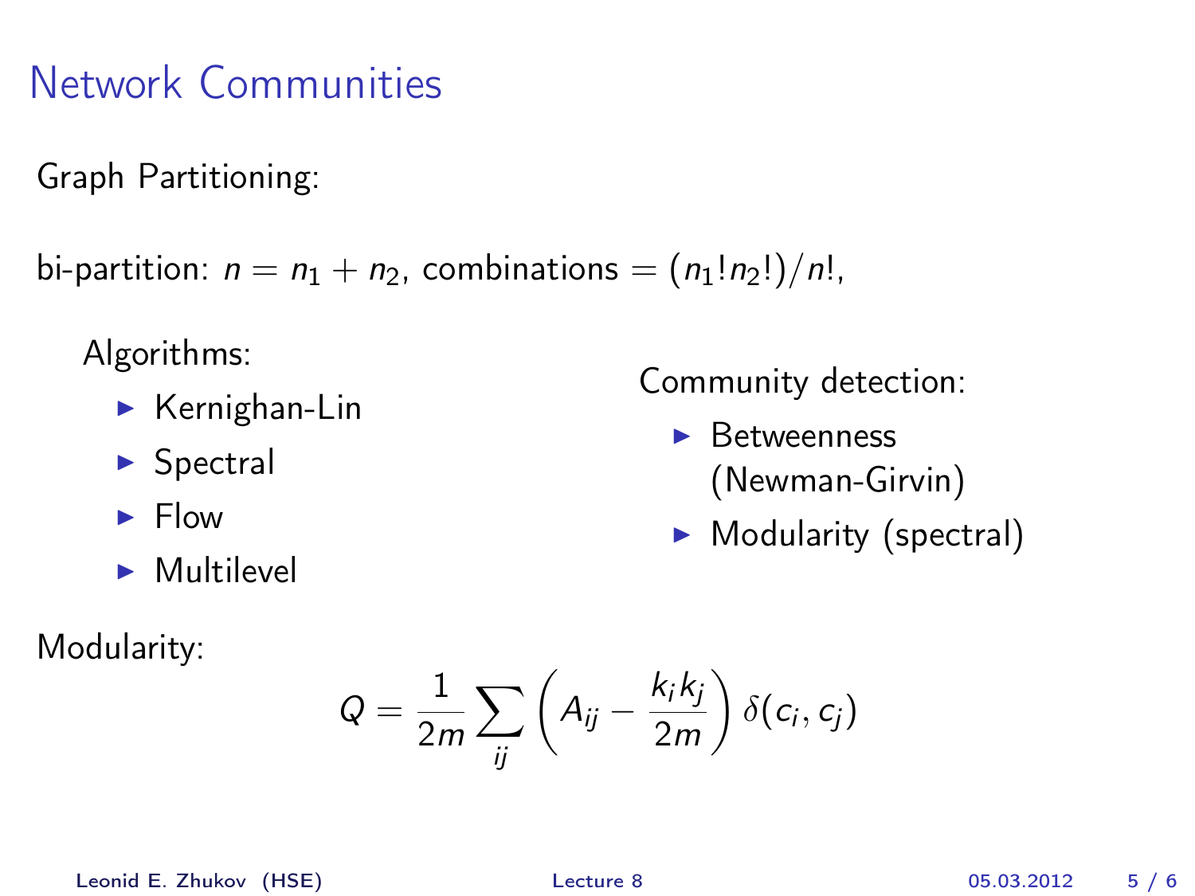# Network Communities

Graph Partitioning:

bi-partition: $n = n_1 + n_2$, combinations $= (n_1!n_2!)/n!$,

Algorithms:

- Kernighan-Lin
- Spectral
- Flow
- Multilevel

Community detection:

- Betweenness (Newman-Girvin)
- Modularity (spectral)

Modularity:

$$Q = \frac{1}{2m} \sum_{ij} \left( A_{ij} - \frac{k_i k_j}{2m} \right) \delta(c_i, c_j)$$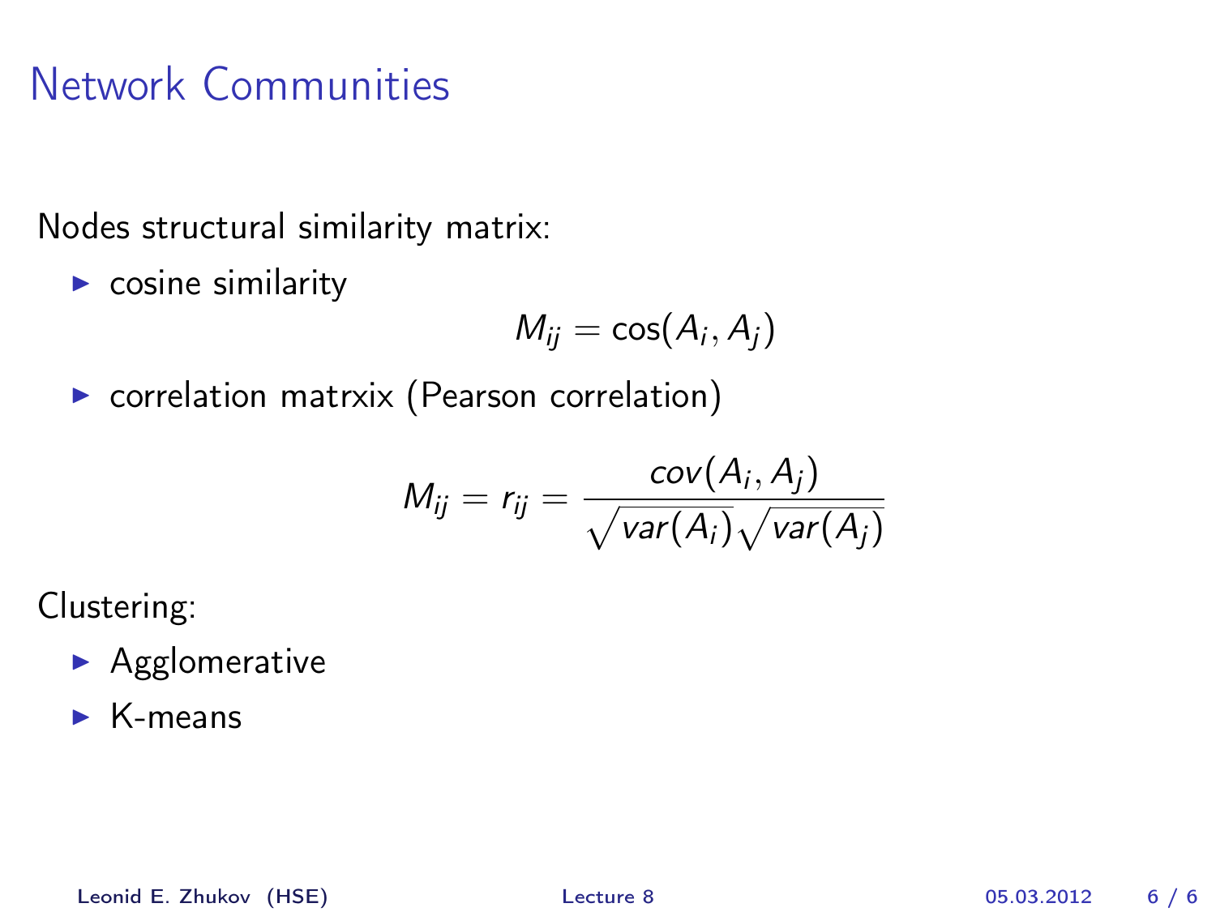# Network Communities

Nodes structural similarity matrix:

- cosine similarity

$$M_{ij} = \cos(A_i, A_j)$$

- correlation matrxix (Pearson correlation)

$$M_{ij} = r_{ij} = \frac{cov(A_i, A_j)}{\sqrt{var(A_i)}\sqrt{var(A_j)}}$$

Clustering:

- Agglomerative
- K-means